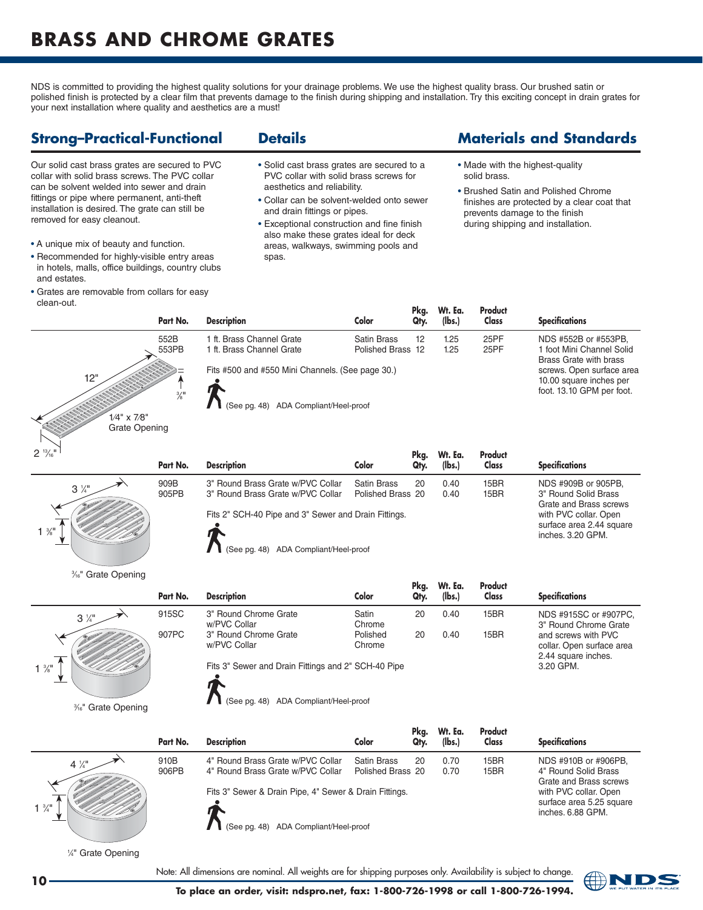# BRASS AND CHROME GRATES

NDS is committed to providing the highest quality solutions for your drainage problems. We use the highest quality brass. Our brushed satin or polished finish is protected by a clear film that prevents damage to the finish during shipping and installation. Try this exciting concept in drain grates for your next installation where quality and aesthetics are a must!

## Strong–Practical–Functional

Our solid cast brass grates are secured to PVC collar with solid brass screws. The PVC collar can be solvent welded into sewer and drain fittings or pipe where permanent, anti-theft installation is desired. The grate can still be removed for easy cleanout.

- A unique mix of beauty and function.
- Recommended for highly-visible entry areas in hotels, malls, office buildings, country clubs and estates.
- Grates are removable from collars for easy clean-out.

## Details

- Solid cast brass grates are secured to a PVC collar with solid brass screws for aesthetics and reliability.
- Collar can be solvent-welded onto sewer and drain fittings or pipes.
- Exceptional construction and fine finish also make these grates ideal for deck areas, walkways, swimming pools and spas.

## Materials and Standards

- Made with the highest-quality solid brass.
- Brushed Satin and Polished Chrome finishes are protected by a clear coat that prevents damage to the finish during shipping and installation.

12" · ⅜" · 1/4" x 7/8" Grate Opening · 2 13/16"

| Part No. | Description | Color | Pkg. Qty. | Wt. Ea. (lbs.) | Product Class | Specifications |
|---|---|---|---|---|---|---|
| 552B | 1 ft. Brass Channel Grate | Satin Brass | 12 | 1.25 | 25PF | NDS #552B or #553PB, 1 foot Mini Channel Solid Brass Grate with brass screws. Open surface area 10.00 square inches per foot. 13.10 GPM per foot. |
| 553PB | 1 ft. Brass Channel Grate | Polished Brass | 12 | 1.25 | 25PF | |

Fits #500 and #550 Mini Channels. (See page 30.)

(See pg. 48) ADA Compliant/Heel-proof

3 ¼" · 1 ⅜" · 3/16" Grate Opening

| Part No. | Description | Color | Pkg. Qty. | Wt. Ea. (lbs.) | Product Class | Specifications |
|---|---|---|---|---|---|---|
| 909B | 3" Round Brass Grate w/PVC Collar | Satin Brass | 20 | 0.40 | 15BR | NDS #909B or 905PB, 3" Round Solid Brass Grate and Brass screws with PVC collar. Open surface area 2.44 square inches. 3.20 GPM. |
| 905PB | 3" Round Brass Grate w/PVC Collar | Polished Brass | 20 | 0.40 | 15BR | |

Fits 2" SCH-40 Pipe and 3" Sewer and Drain Fittings.

(See pg. 48) ADA Compliant/Heel-proof

3 ¼" · 1 ⅜" · 3/16" Grate Opening

| Part No. | Description | Color | Pkg. Qty. | Wt. Ea. (lbs.) | Product Class | Specifications |
|---|---|---|---|---|---|---|
| 915SC | 3" Round Chrome Grate w/PVC Collar | Satin Chrome | 20 | 0.40 | 15BR | NDS #915SC or #907PC, 3" Round Chrome Grate and screws with PVC collar. Open surface area 2.44 square inches. 3.20 GPM. |
| 907PC | 3" Round Chrome Grate w/PVC Collar | Polished Chrome | 20 | 0.40 | 15BR | |

Fits 3" Sewer and Drain Fittings and 2" SCH-40 Pipe

(See pg. 48) ADA Compliant/Heel-proof

4 ¼" · 1 ¾" · ¼" Grate Opening

| Part No. | Description | Color | Pkg. Qty. | Wt. Ea. (lbs.) | Product Class | Specifications |
|---|---|---|---|---|---|---|
| 910B | 4" Round Brass Grate w/PVC Collar | Satin Brass | 20 | 0.70 | 15BR | NDS #910B or #906PB, 4" Round Solid Brass Grate and Brass screws with PVC collar. Open surface area 5.25 square inches. 6.88 GPM. |
| 906PB | 4" Round Brass Grate w/PVC Collar | Polished Brass | 20 | 0.70 | 15BR | |

Fits 3" Sewer & Drain Pipe, 4" Sewer & Drain Fittings.

(See pg. 48) ADA Compliant/Heel-proof

Note: All dimensions are nominal. All weights are for shipping purposes only. Availability is subject to change.

**To place an order, visit: ndspro.net, fax: 1-800-726-1998 or call 1-800-726-1994.**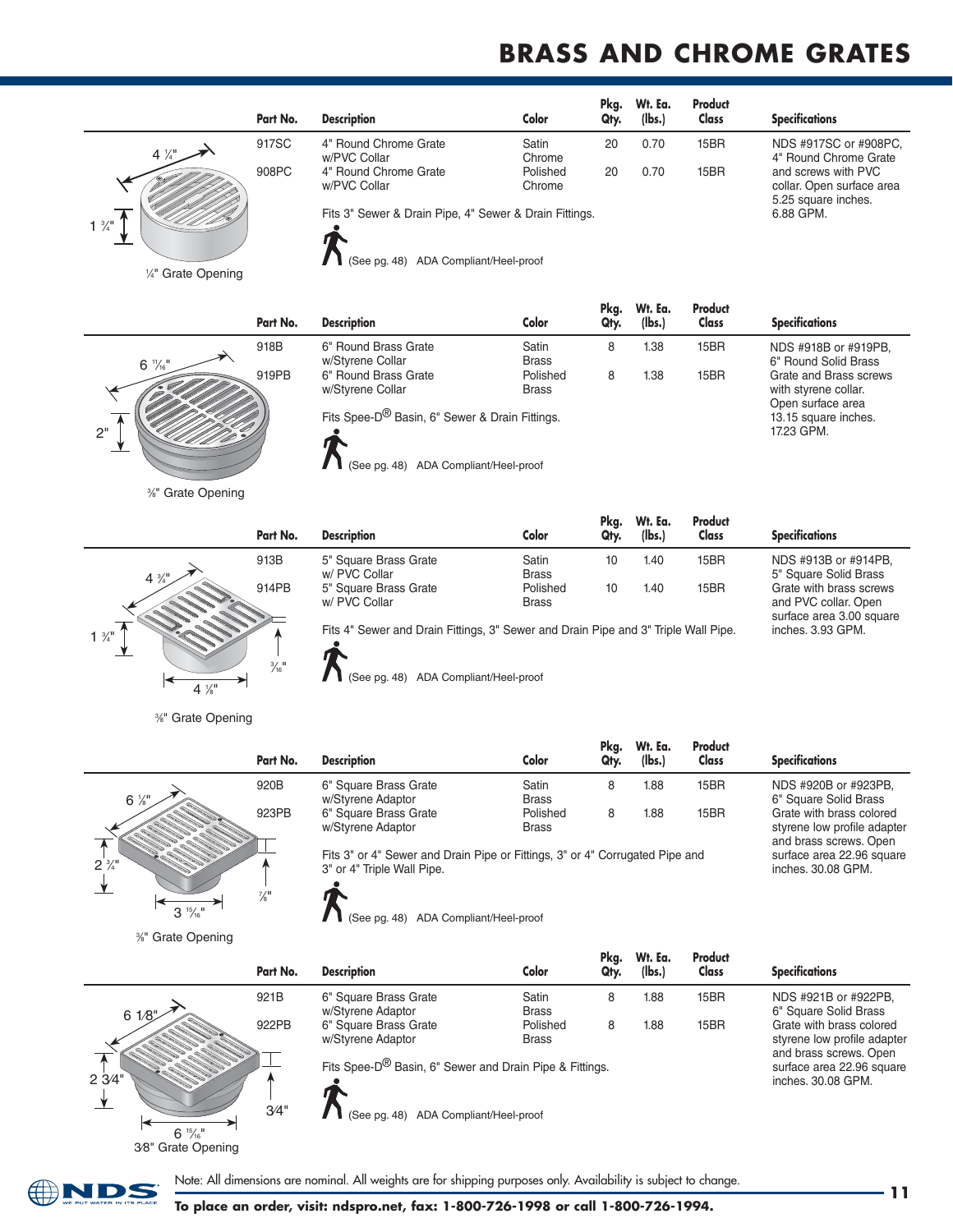# BRASS AND CHROME GRATES

4 1/4"

1 3/4"

1/4" Grate Opening

| Part No. | Description | Color | Pkg. Qty. | Wt. Ea. (lbs.) | Product Class | Specifications |
|---|---|---|---|---|---|---|
| 917SC | 4" Round Chrome Grate w/PVC Collar | Satin Chrome | 20 | 0.70 | 15BR | NDS #917SC or #908PC, 4" Round Chrome Grate and screws with PVC collar. Open surface area 5.25 square inches. 6.88 GPM. |
| 908PC | 4" Round Chrome Grate w/PVC Collar | Polished Chrome | 20 | 0.70 | 15BR | |

Fits 3" Sewer & Drain Pipe, 4" Sewer & Drain Fittings.

(See pg. 48) ADA Compliant/Heel-proof

6 11/16"

2"

3/8" Grate Opening

| Part No. | Description | Color | Pkg. Qty. | Wt. Ea. (lbs.) | Product Class | Specifications |
|---|---|---|---|---|---|---|
| 918B | 6" Round Brass Grate w/Styrene Collar | Satin Brass | 8 | 1.38 | 15BR | NDS #918B or #919PB, 6" Round Solid Brass Grate and Brass screws with styrene collar. Open surface area 13.15 square inches. 17.23 GPM. |
| 919PB | 6" Round Brass Grate w/Styrene Collar | Polished Brass | 8 | 1.38 | 15BR | |

Fits Spee-D® Basin, 6" Sewer & Drain Fittings.

(See pg. 48) ADA Compliant/Heel-proof

4 3/4"

1 3/4"

3/16"

4 1/8"

3/8" Grate Opening

| Part No. | Description | Color | Pkg. Qty. | Wt. Ea. (lbs.) | Product Class | Specifications |
|---|---|---|---|---|---|---|
| 913B | 5" Square Brass Grate w/ PVC Collar | Satin Brass | 10 | 1.40 | 15BR | NDS #913B or #914PB, 5" Square Solid Brass Grate with brass screws and PVC collar. Open surface area 3.00 square inches. 3.93 GPM. |
| 914PB | 5" Square Brass Grate w/ PVC Collar | Polished Brass | 10 | 1.40 | 15BR | |

Fits 4" Sewer and Drain Fittings, 3" Sewer and Drain Pipe and 3" Triple Wall Pipe.

(See pg. 48) ADA Compliant/Heel-proof

6 1/8"

2 3/4"

7/8"

3 15/16"

3/8" Grate Opening

| Part No. | Description | Color | Pkg. Qty. | Wt. Ea. (lbs.) | Product Class | Specifications |
|---|---|---|---|---|---|---|
| 920B | 6" Square Brass Grate w/Styrene Adaptor | Satin Brass | 8 | 1.88 | 15BR | NDS #920B or #923PB, 6" Square Solid Brass Grate with brass colored styrene low profile adapter and brass screws. Open surface area 22.96 square inches. 30.08 GPM. |
| 923PB | 6" Square Brass Grate w/Styrene Adaptor | Polished Brass | 8 | 1.88 | 15BR | |

Fits 3" or 4" Sewer and Drain Pipe or Fittings, 3" or 4" Corrugated Pipe and 3" or 4" Triple Wall Pipe.

(See pg. 48) ADA Compliant/Heel-proof

6 1/8"

2 3/4"

3/4"

6 15/16"

3/8" Grate Opening

| Part No. | Description | Color | Pkg. Qty. | Wt. Ea. (lbs.) | Product Class | Specifications |
|---|---|---|---|---|---|---|
| 921B | 6" Square Brass Grate w/Styrene Adaptor | Satin Brass | 8 | 1.88 | 15BR | NDS #921B or #922PB, 6" Square Solid Brass Grate with brass colored styrene low profile adapter and brass screws. Open surface area 22.96 square inches. 30.08 GPM. |
| 922PB | 6" Square Brass Grate w/Styrene Adaptor | Polished Brass | 8 | 1.88 | 15BR | |

Fits Spee-D® Basin, 6" Sewer and Drain Pipe & Fittings.

(See pg. 48) ADA Compliant/Heel-proof

Note: All dimensions are nominal. All weights are for shipping purposes only. Availability is subject to change.

**To place an order, visit: ndspro.net, fax: 1-800-726-1998 or call 1-800-726-1994.**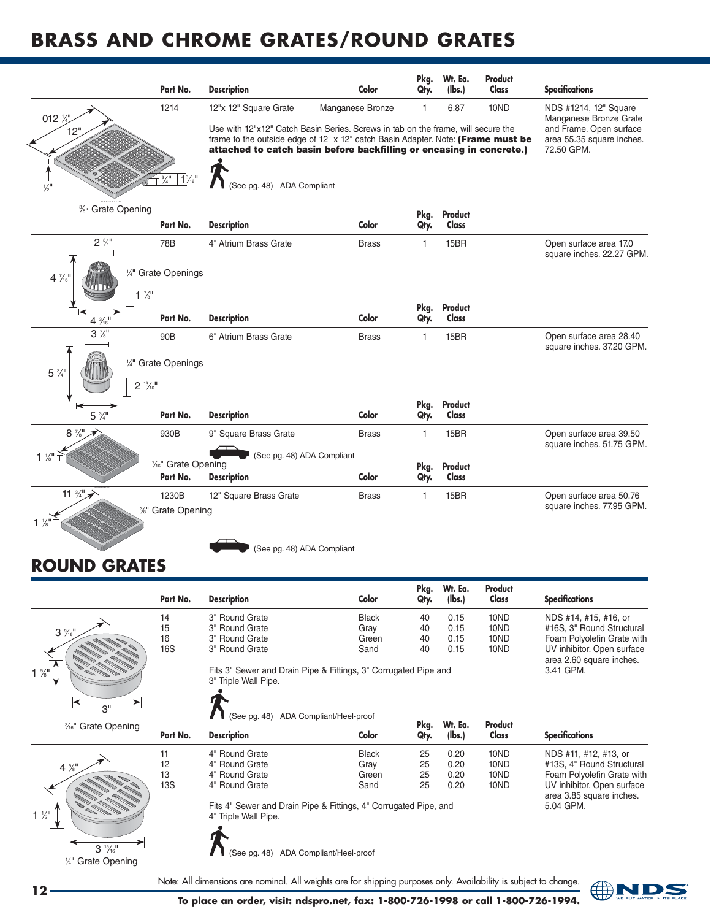# BRASS AND CHROME GRATES/ROUND GRATES

012 ¼"
12"
½"
¾"
1³⁄₁₆"
⅜" Grate Opening

| Part No. | Description | Color | Pkg. Qty. | Wt. Ea. (lbs.) | Product Class | Specifications |
|---|---|---|---|---|---|---|
| 1214 | 12"x 12" Square Grate | Manganese Bronze | 1 | 6.87 | 10ND | NDS #1214, 12" Square Manganese Bronze Grate and Frame. Open surface area 55.35 square inches. 72.50 GPM. |

Use with 12"x12" Catch Basin Series. Screws in tab on the frame, will secure the frame to the outside edge of 12" x 12" catch Basin Adapter. Note: **(Frame must be attached to catch basin before backfilling or encasing in concrete.)**

(See pg. 48) ADA Compliant

2 ¾"
4 ⁷⁄₁₆"
¼" Grate Openings
1 ⅞"
4 ³⁄₁₆"

| Part No. | Description | Color | Pkg. Qty. | Product Class | Specifications |
|---|---|---|---|---|---|
| 78B | 4" Atrium Brass Grate | Brass | 1 | 15BR | Open surface area 17.0 square inches. 22.27 GPM. |

3 ⅞"
5 ¾"
¼" Grate Openings
2 ¹³⁄₁₆"
5 ¾"

| Part No. | Description | Color | Pkg. Qty. | Product Class | Specifications |
|---|---|---|---|---|---|
| 90B | 6" Atrium Brass Grate | Brass | 1 | 15BR | Open surface area 28.40 square inches. 37.20 GPM. |

8 ⅞"
1 ⅛"
⁷⁄₁₆" Grate Opening

| Part No. | Description | Color | Pkg. Qty. | Product Class | Specifications |
|---|---|---|---|---|---|
| 930B | 9" Square Brass Grate | Brass | 1 | 15BR | Open surface area 39.50 square inches. 51.75 GPM. |

(See pg. 48) ADA Compliant

11 ¾"
1 ⅛"
⅜" Grate Opening

| Part No. | Description | Color | Pkg. Qty. | Product Class | Specifications |
|---|---|---|---|---|---|
| 1230B | 12" Square Brass Grate | Brass | 1 | 15BR | Open surface area 50.76 square inches. 77.95 GPM. |

(See pg. 48) ADA Compliant

## ROUND GRATES

3 ⁵⁄₁₆"
1 ⅝"
3"
³⁄₁₆" Grate Opening

| Part No. | Description | Color | Pkg. Qty. | Wt. Ea. (lbs.) | Product Class | Specifications |
|---|---|---|---|---|---|---|
| 14 | 3" Round Grate | Black | 40 | 0.15 | 10ND | NDS #14, #15, #16, or #16S, 3" Round Structural Foam Polyolefin Grate with UV inhibitor. Open surface area 2.60 square inches. 3.41 GPM. |
| 15 | 3" Round Grate | Gray | 40 | 0.15 | 10ND | |
| 16 | 3" Round Grate | Green | 40 | 0.15 | 10ND | |
| 16S | 3" Round Grate | Sand | 40 | 0.15 | 10ND | |

Fits 3" Sewer and Drain Pipe & Fittings, 3" Corrugated Pipe and 3" Triple Wall Pipe.

(See pg. 48) ADA Compliant/Heel-proof

4 ⅝"
1 ½"
3 ¹⁵⁄₁₆"
¼" Grate Opening

| Part No. | Description | Color | Pkg. Qty. | Wt. Ea. (lbs.) | Product Class | Specifications |
|---|---|---|---|---|---|---|
| 11 | 4" Round Grate | Black | 25 | 0.20 | 10ND | NDS #11, #12, #13, or #13S, 4" Round Structural Foam Polyolefin Grate with UV inhibitor. Open surface area 3.85 square inches. 5.04 GPM. |
| 12 | 4" Round Grate | Gray | 25 | 0.20 | 10ND | |
| 13 | 4" Round Grate | Green | 25 | 0.20 | 10ND | |
| 13S | 4" Round Grate | Sand | 25 | 0.20 | 10ND | |

Fits 4" Sewer and Drain Pipe & Fittings, 4" Corrugated Pipe, and 4" Triple Wall Pipe.

(See pg. 48) ADA Compliant/Heel-proof

Note: All dimensions are nominal. All weights are for shipping purposes only. Availability is subject to change.

**To place an order, visit: ndspro.net, fax: 1-800-726-1998 or call 1-800-726-1994.**

NDS WE PUT WATER IN ITS PLACE